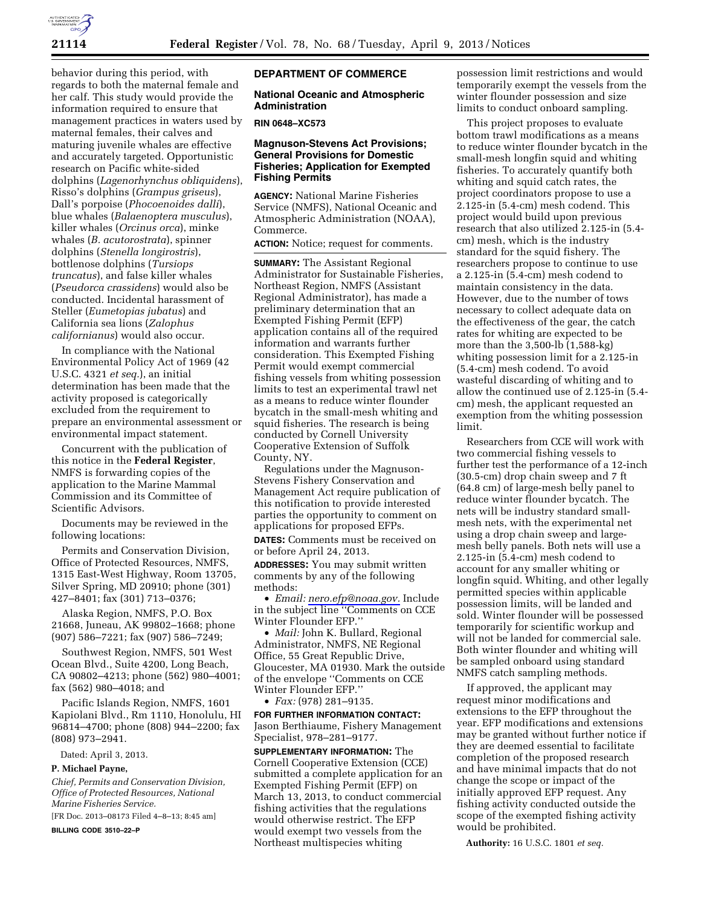behavior during this period, with regards to both the maternal female and her calf. This study would provide the information required to ensure that management practices in waters used by maternal females, their calves and maturing juvenile whales are effective and accurately targeted. Opportunistic research on Pacific white-sided dolphins (*Lagenorhynchus obliquidens*), Risso's dolphins (*Grampus griseus*), Dall's porpoise (*Phocoenoides dalli*), blue whales (*Balaenoptera musculus*), killer whales (*Orcinus orca*), minke whales (*B. acutorostrata*), spinner dolphins (*Stenella longirostris*), bottlenose dolphins (*Tursiops truncatus*), and false killer whales (*Pseudorca crassidens*) would also be conducted. Incidental harassment of Steller (*Eumetopias jubatus*) and California sea lions (*Zalophus californianus*) would also occur.

In compliance with the National Environmental Policy Act of 1969 (42 U.S.C. 4321 *et seq.*), an initial determination has been made that the activity proposed is categorically excluded from the requirement to prepare an environmental assessment or environmental impact statement.

Concurrent with the publication of this notice in the **Federal Register**, NMFS is forwarding copies of the application to the Marine Mammal Commission and its Committee of Scientific Advisors.

Documents may be reviewed in the following locations:

Permits and Conservation Division, Office of Protected Resources, NMFS, 1315 East-West Highway, Room 13705, Silver Spring, MD 20910; phone (301) 427–8401; fax (301) 713–0376;

Alaska Region, NMFS, P.O. Box 21668, Juneau, AK 99802–1668; phone (907) 586–7221; fax (907) 586–7249;

Southwest Region, NMFS, 501 West Ocean Blvd., Suite 4200, Long Beach, CA 90802–4213; phone (562) 980–4001; fax (562) 980–4018; and

Pacific Islands Region, NMFS, 1601 Kapiolani Blvd., Rm 1110, Honolulu, HI 96814–4700; phone (808) 944–2200; fax (808) 973–2941.

Dated: April 3, 2013.

**P. Michael Payne,**

*Chief, Permits and Conservation Division, Office of Protected Resources, National Marine Fisheries Service.*

[FR Doc. 2013–08173 Filed 4–8–13; 8:45 am]

**BILLING CODE 3510–22–P**

## DEPARTMENT OF COMMERCE

### National Oceanic and Atmospheric Administration

**RIN 0648–XC573**

### Magnuson-Stevens Act Provisions; General Provisions for Domestic Fisheries; Application for Exempted Fishing Permits

**AGENCY:** National Marine Fisheries Service (NMFS), National Oceanic and Atmospheric Administration (NOAA), Commerce.

**ACTION:** Notice; request for comments.

**SUMMARY:** The Assistant Regional Administrator for Sustainable Fisheries, Northeast Region, NMFS (Assistant Regional Administrator), has made a preliminary determination that an Exempted Fishing Permit (EFP) application contains all of the required information and warrants further consideration. This Exempted Fishing Permit would exempt commercial fishing vessels from whiting possession limits to test an experimental trawl net as a means to reduce winter flounder bycatch in the small-mesh whiting and squid fisheries. The research is being conducted by Cornell University Cooperative Extension of Suffolk County, NY.

Regulations under the Magnuson-Stevens Fishery Conservation and Management Act require publication of this notification to provide interested parties the opportunity to comment on applications for proposed EFPs.

**DATES:** Comments must be received on or before April 24, 2013.

**ADDRESSES:** You may submit written comments by any of the following methods:

- *Email: nero.efp@noaa.gov.* Include in the subject line ''Comments on CCE Winter Flounder EFP.''
- *Mail:* John K. Bullard, Regional Administrator, NMFS, NE Regional Office, 55 Great Republic Drive, Gloucester, MA 01930. Mark the outside of the envelope ''Comments on CCE Winter Flounder EFP.''
- *Fax:* (978) 281–9135.

**FOR FURTHER INFORMATION CONTACT:** Jason Berthiaume, Fishery Management Specialist, 978–281–9177.

**SUPPLEMENTARY INFORMATION:** The Cornell Cooperative Extension (CCE) submitted a complete application for an Exempted Fishing Permit (EFP) on March 13, 2013, to conduct commercial fishing activities that the regulations would otherwise restrict. The EFP would exempt two vessels from the Northeast multispecies whiting possession limit restrictions and would temporarily exempt the vessels from the winter flounder possession and size limits to conduct onboard sampling.

This project proposes to evaluate bottom trawl modifications as a means to reduce winter flounder bycatch in the small-mesh longfin squid and whiting fisheries. To accurately quantify both whiting and squid catch rates, the project coordinators propose to use a 2.125-in (5.4-cm) mesh codend. This project would build upon previous research that also utilized 2.125-in (5.4-cm) mesh, which is the industry standard for the squid fishery. The researchers propose to continue to use a 2.125-in (5.4-cm) mesh codend to maintain consistency in the data. However, due to the number of tows necessary to collect adequate data on the effectiveness of the gear, the catch rates for whiting are expected to be more than the 3,500-lb (1,588-kg) whiting possession limit for a 2.125-in (5.4-cm) mesh codend. To avoid wasteful discarding of whiting and to allow the continued use of 2.125-in (5.4-cm) mesh, the applicant requested an exemption from the whiting possession limit.

Researchers from CCE will work with two commercial fishing vessels to further test the performance of a 12-inch (30.5-cm) drop chain sweep and 7 ft (64.8 cm) of large-mesh belly panel to reduce winter flounder bycatch. The nets will be industry standard small-mesh nets, with the experimental net using a drop chain sweep and large-mesh belly panels. Both nets will use a 2.125-in (5.4-cm) mesh codend to account for any smaller whiting or longfin squid. Whiting, and other legally permitted species within applicable possession limits, will be landed and sold. Winter flounder will be possessed temporarily for scientific workup and will not be landed for commercial sale. Both winter flounder and whiting will be sampled onboard using standard NMFS catch sampling methods.

If approved, the applicant may request minor modifications and extensions to the EFP throughout the year. EFP modifications and extensions may be granted without further notice if they are deemed essential to facilitate completion of the proposed research and have minimal impacts that do not change the scope or impact of the initially approved EFP request. Any fishing activity conducted outside the scope of the exempted fishing activity would be prohibited.

**Authority:** 16 U.S.C. 1801 *et seq.*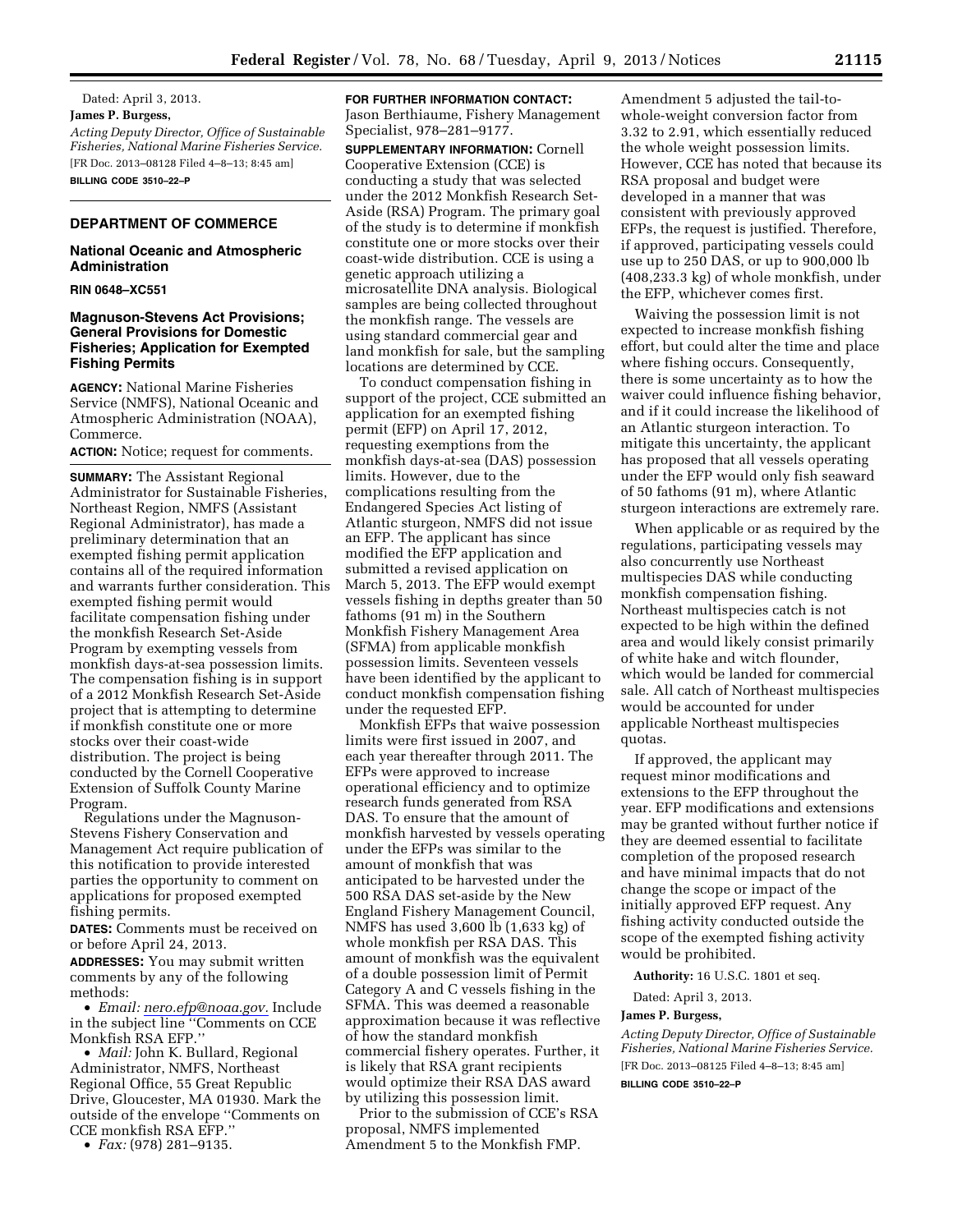Dated: April 3, 2013.

**James P. Burgess,**

*Acting Deputy Director, Office of Sustainable Fisheries, National Marine Fisheries Service.*

[FR Doc. 2013–08128 Filed 4–8–13; 8:45 am]

**BILLING CODE 3510–22–P**

---

## DEPARTMENT OF COMMERCE

### National Oceanic and Atmospheric Administration

**RIN 0648–XC551**

### Magnuson-Stevens Act Provisions; General Provisions for Domestic Fisheries; Application for Exempted Fishing Permits

**AGENCY:** National Marine Fisheries Service (NMFS), National Oceanic and Atmospheric Administration (NOAA), Commerce.

**ACTION:** Notice; request for comments.

**SUMMARY:** The Assistant Regional Administrator for Sustainable Fisheries, Northeast Region, NMFS (Assistant Regional Administrator), has made a preliminary determination that an exempted fishing permit application contains all of the required information and warrants further consideration. This exempted fishing permit would facilitate compensation fishing under the monkfish Research Set-Aside Program by exempting vessels from monkfish days-at-sea possession limits. The compensation fishing is in support of a 2012 Monkfish Research Set-Aside project that is attempting to determine if monkfish constitute one or more stocks over their coast-wide distribution. The project is being conducted by the Cornell Cooperative Extension of Suffolk County Marine Program.

Regulations under the Magnuson-Stevens Fishery Conservation and Management Act require publication of this notification to provide interested parties the opportunity to comment on applications for proposed exempted fishing permits.

**DATES:** Comments must be received on or before April 24, 2013.

**ADDRESSES:** You may submit written comments by any of the following methods:

- *Email: nero.efp@noaa.gov.* Include in the subject line "Comments on CCE Monkfish RSA EFP."
- *Mail:* John K. Bullard, Regional Administrator, NMFS, Northeast Regional Office, 55 Great Republic Drive, Gloucester, MA 01930. Mark the outside of the envelope "Comments on CCE monkfish RSA EFP."
- *Fax:* (978) 281–9135.

**FOR FURTHER INFORMATION CONTACT:** Jason Berthiaume, Fishery Management Specialist, 978–281–9177.

**SUPPLEMENTARY INFORMATION:** Cornell Cooperative Extension (CCE) is conducting a study that was selected under the 2012 Monkfish Research Set-Aside (RSA) Program. The primary goal of the study is to determine if monkfish constitute one or more stocks over their coast-wide distribution. CCE is using a genetic approach utilizing a microsatellite DNA analysis. Biological samples are being collected throughout the monkfish range. The vessels are using standard commercial gear and land monkfish for sale, but the sampling locations are determined by CCE.

To conduct compensation fishing in support of the project, CCE submitted an application for an exempted fishing permit (EFP) on April 17, 2012, requesting exemptions from the monkfish days-at-sea (DAS) possession limits. However, due to the complications resulting from the Endangered Species Act listing of Atlantic sturgeon, NMFS did not issue an EFP. The applicant has since modified the EFP application and submitted a revised application on March 5, 2013. The EFP would exempt vessels fishing in depths greater than 50 fathoms (91 m) in the Southern Monkfish Fishery Management Area (SFMA) from applicable monkfish possession limits. Seventeen vessels have been identified by the applicant to conduct monkfish compensation fishing under the requested EFP.

Monkfish EFPs that waive possession limits were first issued in 2007, and each year thereafter through 2011. The EFPs were approved to increase operational efficiency and to optimize research funds generated from RSA DAS. To ensure that the amount of monkfish harvested by vessels operating under the EFPs was similar to the amount of monkfish that was anticipated to be harvested under the 500 RSA DAS set-aside by the New England Fishery Management Council, NMFS has used 3,600 lb (1,633 kg) of whole monkfish per RSA DAS. This amount of monkfish was the equivalent of a double possession limit of Permit Category A and C vessels fishing in the SFMA. This was deemed a reasonable approximation because it was reflective of how the standard monkfish commercial fishery operates. Further, it is likely that RSA grant recipients would optimize their RSA DAS award by utilizing this possession limit.

Prior to the submission of CCE's RSA proposal, NMFS implemented Amendment 5 to the Monkfish FMP. Amendment 5 adjusted the tail-to-whole-weight conversion factor from 3.32 to 2.91, which essentially reduced the whole weight possession limits. However, CCE has noted that because its RSA proposal and budget were developed in a manner that was consistent with previously approved EFPs, the request is justified. Therefore, if approved, participating vessels could use up to 250 DAS, or up to 900,000 lb (408,233.3 kg) of whole monkfish, under the EFP, whichever comes first.

Waiving the possession limit is not expected to increase monkfish fishing effort, but could alter the time and place where fishing occurs. Consequently, there is some uncertainty as to how the waiver could influence fishing behavior, and if it could increase the likelihood of an Atlantic sturgeon interaction. To mitigate this uncertainty, the applicant has proposed that all vessels operating under the EFP would only fish seaward of 50 fathoms (91 m), where Atlantic sturgeon interactions are extremely rare.

When applicable or as required by the regulations, participating vessels may also concurrently use Northeast multispecies DAS while conducting monkfish compensation fishing. Northeast multispecies catch is not expected to be high within the defined area and would likely consist primarily of white hake and witch flounder, which would be landed for commercial sale. All catch of Northeast multispecies would be accounted for under applicable Northeast multispecies quotas.

If approved, the applicant may request minor modifications and extensions to the EFP throughout the year. EFP modifications and extensions may be granted without further notice if they are deemed essential to facilitate completion of the proposed research and have minimal impacts that do not change the scope or impact of the initially approved EFP request. Any fishing activity conducted outside the scope of the exempted fishing activity would be prohibited.

**Authority:** 16 U.S.C. 1801 et seq.

Dated: April 3, 2013.

**James P. Burgess,**

*Acting Deputy Director, Office of Sustainable Fisheries, National Marine Fisheries Service.*

[FR Doc. 2013–08125 Filed 4–8–13; 8:45 am]

**BILLING CODE 3510–22–P**